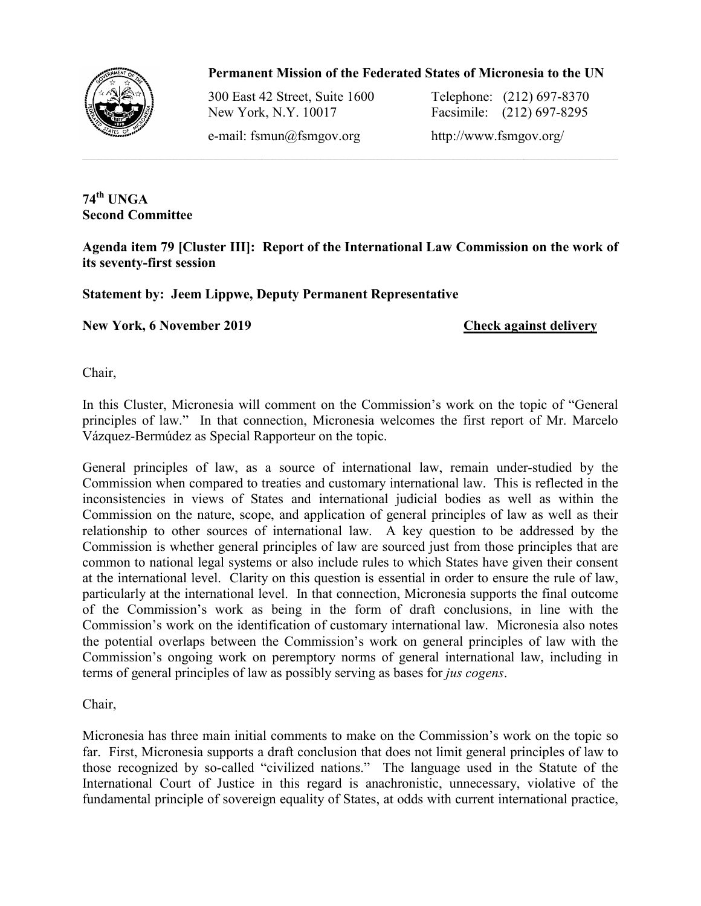**Permanent Mission of the Federated States of Micronesia to the UN**

300 East 42 Street, Suite 1600
New York, N.Y. 10017

Telephone: (212) 697-8370
Facsimile: (212) 697-8295

e-mail: fsmun@fsmgov.org

http://www.fsmgov.org/

---

**74th UNGA**
**Second Committee**

**Agenda item 79 [Cluster III]: Report of the International Law Commission on the work of its seventy-first session**

**Statement by: Jeem Lippwe, Deputy Permanent Representative**

**New York, 6 November 2019** **Check against delivery**

Chair,

In this Cluster, Micronesia will comment on the Commission's work on the topic of "General principles of law." In that connection, Micronesia welcomes the first report of Mr. Marcelo Vázquez-Bermúdez as Special Rapporteur on the topic.

General principles of law, as a source of international law, remain under-studied by the Commission when compared to treaties and customary international law. This is reflected in the inconsistencies in views of States and international judicial bodies as well as within the Commission on the nature, scope, and application of general principles of law as well as their relationship to other sources of international law. A key question to be addressed by the Commission is whether general principles of law are sourced just from those principles that are common to national legal systems or also include rules to which States have given their consent at the international level. Clarity on this question is essential in order to ensure the rule of law, particularly at the international level. In that connection, Micronesia supports the final outcome of the Commission's work as being in the form of draft conclusions, in line with the Commission's work on the identification of customary international law. Micronesia also notes the potential overlaps between the Commission's work on general principles of law with the Commission's ongoing work on peremptory norms of general international law, including in terms of general principles of law as possibly serving as bases for *jus cogens*.

Chair,

Micronesia has three main initial comments to make on the Commission's work on the topic so far. First, Micronesia supports a draft conclusion that does not limit general principles of law to those recognized by so-called "civilized nations." The language used in the Statute of the International Court of Justice in this regard is anachronistic, unnecessary, violative of the fundamental principle of sovereign equality of States, at odds with current international practice,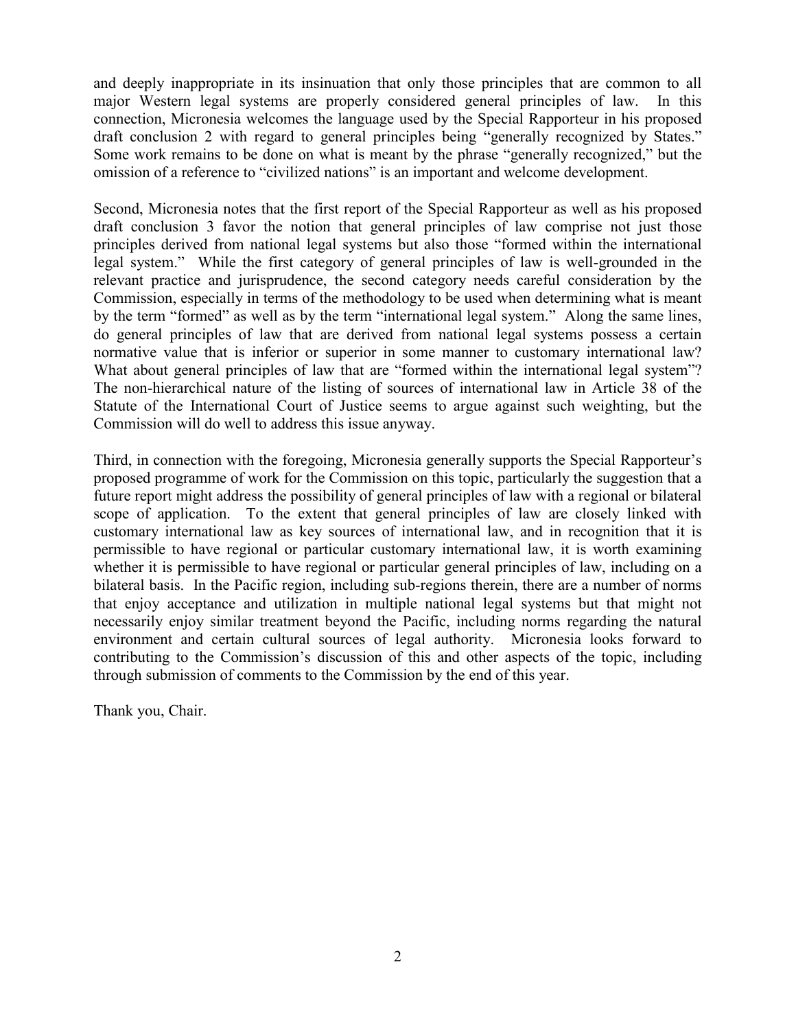and deeply inappropriate in its insinuation that only those principles that are common to all major Western legal systems are properly considered general principles of law. In this connection, Micronesia welcomes the language used by the Special Rapporteur in his proposed draft conclusion 2 with regard to general principles being "generally recognized by States." Some work remains to be done on what is meant by the phrase "generally recognized," but the omission of a reference to "civilized nations" is an important and welcome development.

Second, Micronesia notes that the first report of the Special Rapporteur as well as his proposed draft conclusion 3 favor the notion that general principles of law comprise not just those principles derived from national legal systems but also those "formed within the international legal system." While the first category of general principles of law is well-grounded in the relevant practice and jurisprudence, the second category needs careful consideration by the Commission, especially in terms of the methodology to be used when determining what is meant by the term "formed" as well as by the term "international legal system." Along the same lines, do general principles of law that are derived from national legal systems possess a certain normative value that is inferior or superior in some manner to customary international law? What about general principles of law that are "formed within the international legal system"? The non-hierarchical nature of the listing of sources of international law in Article 38 of the Statute of the International Court of Justice seems to argue against such weighting, but the Commission will do well to address this issue anyway.

Third, in connection with the foregoing, Micronesia generally supports the Special Rapporteur's proposed programme of work for the Commission on this topic, particularly the suggestion that a future report might address the possibility of general principles of law with a regional or bilateral scope of application. To the extent that general principles of law are closely linked with customary international law as key sources of international law, and in recognition that it is permissible to have regional or particular customary international law, it is worth examining whether it is permissible to have regional or particular general principles of law, including on a bilateral basis. In the Pacific region, including sub-regions therein, there are a number of norms that enjoy acceptance and utilization in multiple national legal systems but that might not necessarily enjoy similar treatment beyond the Pacific, including norms regarding the natural environment and certain cultural sources of legal authority. Micronesia looks forward to contributing to the Commission's discussion of this and other aspects of the topic, including through submission of comments to the Commission by the end of this year.

Thank you, Chair.